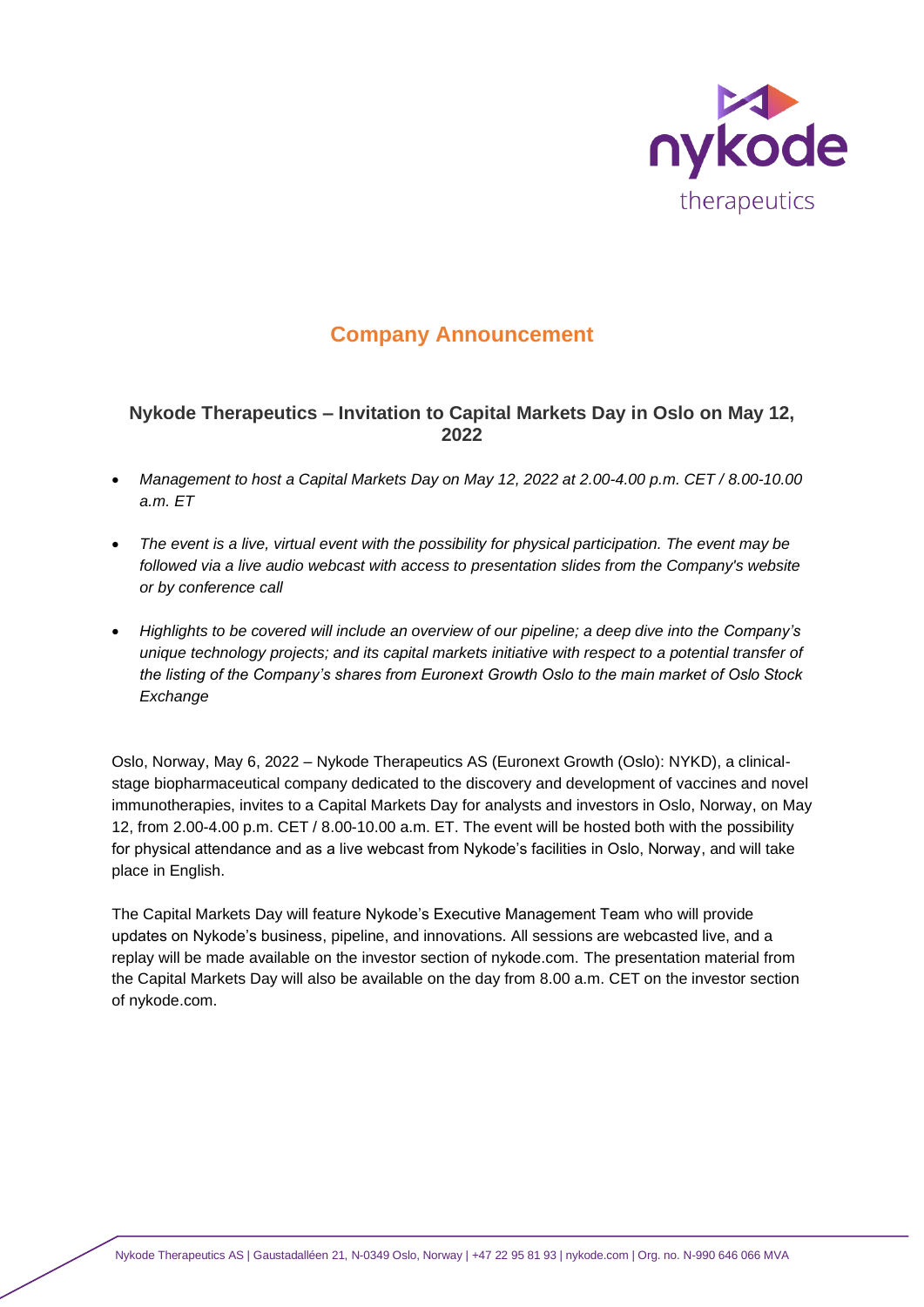## Company Announcement

### Nykode Therapeutics – Invitation to Capital Markets Day in Oslo on May 12, 2022

- *Management to host a Capital Markets Day on May 12, 2022 at 2.00-4.00 p.m. CET / 8.00-10.00 a.m. ET*
- *The event is a live, virtual event with the possibility for physical participation. The event may be followed via a live audio webcast with access to presentation slides from the Company's website or by conference call*
- *Highlights to be covered will include an overview of our pipeline; a deep dive into the Company's unique technology projects; and its capital markets initiative with respect to a potential transfer of the listing of the Company's shares from Euronext Growth Oslo to the main market of Oslo Stock Exchange*

Oslo, Norway, May 6, 2022 – Nykode Therapeutics AS (Euronext Growth (Oslo): NYKD), a clinical-stage biopharmaceutical company dedicated to the discovery and development of vaccines and novel immunotherapies, invites to a Capital Markets Day for analysts and investors in Oslo, Norway, on May 12, from 2.00-4.00 p.m. CET / 8.00-10.00 a.m. ET. The event will be hosted both with the possibility for physical attendance and as a live webcast from Nykode's facilities in Oslo, Norway, and will take place in English.

The Capital Markets Day will feature Nykode's Executive Management Team who will provide updates on Nykode's business, pipeline, and innovations. All sessions are webcasted live, and a replay will be made available on the investor section of nykode.com. The presentation material from the Capital Markets Day will also be available on the day from 8.00 a.m. CET on the investor section of nykode.com.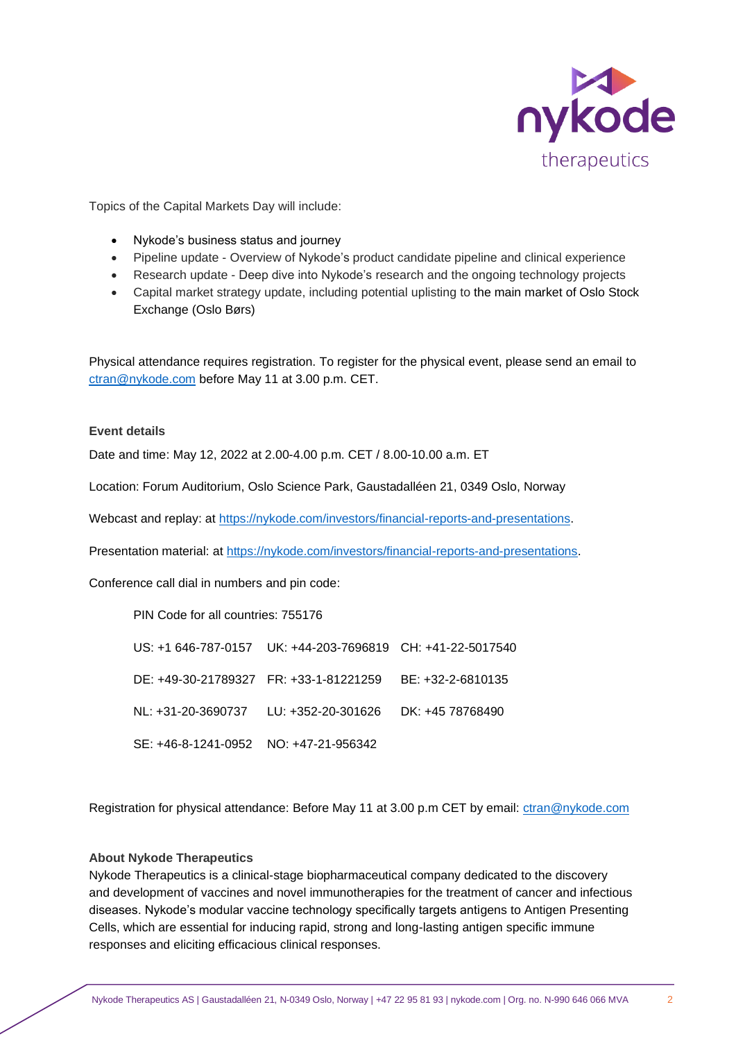Topics of the Capital Markets Day will include:

- Nykode's business status and journey
- Pipeline update - Overview of Nykode's product candidate pipeline and clinical experience
- Research update - Deep dive into Nykode's research and the ongoing technology projects
- Capital market strategy update, including potential uplisting to the main market of Oslo Stock Exchange (Oslo Børs)

Physical attendance requires registration. To register for the physical event, please send an email to ctran@nykode.com before May 11 at 3.00 p.m. CET.

**Event details**

Date and time: May 12, 2022 at 2.00-4.00 p.m. CET / 8.00-10.00 a.m. ET

Location: Forum Auditorium, Oslo Science Park, Gaustadalléen 21, 0349 Oslo, Norway

Webcast and replay: at https://nykode.com/investors/financial-reports-and-presentations.

Presentation material: at https://nykode.com/investors/financial-reports-and-presentations.

Conference call dial in numbers and pin code:

PIN Code for all countries: 755176

| | | |
|---|---|---|
| US: +1 646-787-0157 | UK: +44-203-7696819 | CH: +41-22-5017540 |
| DE: +49-30-21789327 | FR: +33-1-81221259 | BE: +32-2-6810135 |
| NL: +31-20-3690737 | LU: +352-20-301626 | DK: +45 78768490 |
| SE: +46-8-1241-0952 | NO: +47-21-956342 | |

Registration for physical attendance: Before May 11 at 3.00 p.m CET by email: ctran@nykode.com

**About Nykode Therapeutics**

Nykode Therapeutics is a clinical-stage biopharmaceutical company dedicated to the discovery and development of vaccines and novel immunotherapies for the treatment of cancer and infectious diseases. Nykode's modular vaccine technology specifically targets antigens to Antigen Presenting Cells, which are essential for inducing rapid, strong and long-lasting antigen specific immune responses and eliciting efficacious clinical responses.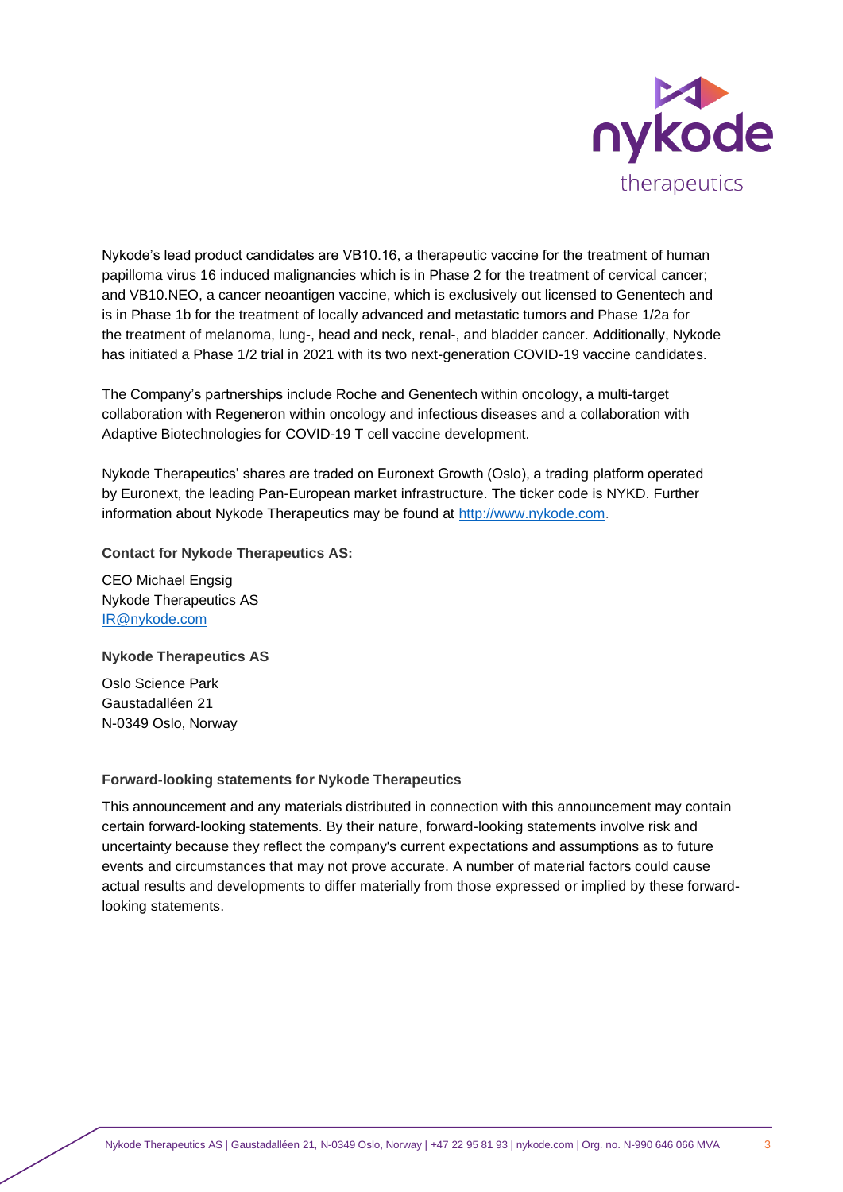Nykode's lead product candidates are VB10.16, a therapeutic vaccine for the treatment of human papilloma virus 16 induced malignancies which is in Phase 2 for the treatment of cervical cancer; and VB10.NEO, a cancer neoantigen vaccine, which is exclusively out licensed to Genentech and is in Phase 1b for the treatment of locally advanced and metastatic tumors and Phase 1/2a for the treatment of melanoma, lung-, head and neck, renal-, and bladder cancer. Additionally, Nykode has initiated a Phase 1/2 trial in 2021 with its two next-generation COVID-19 vaccine candidates.

The Company's partnerships include Roche and Genentech within oncology, a multi-target collaboration with Regeneron within oncology and infectious diseases and a collaboration with Adaptive Biotechnologies for COVID-19 T cell vaccine development.

Nykode Therapeutics' shares are traded on Euronext Growth (Oslo), a trading platform operated by Euronext, the leading Pan-European market infrastructure. The ticker code is NYKD. Further information about Nykode Therapeutics may be found at [http://www.nykode.com](http://www.nykode.com).

**Contact for Nykode Therapeutics AS:**

CEO Michael Engsig
Nykode Therapeutics AS
[IR@nykode.com](mailto:IR@nykode.com)

**Nykode Therapeutics AS**

Oslo Science Park
Gaustadalléen 21
N-0349 Oslo, Norway

**Forward-looking statements for Nykode Therapeutics**

This announcement and any materials distributed in connection with this announcement may contain certain forward-looking statements. By their nature, forward-looking statements involve risk and uncertainty because they reflect the company's current expectations and assumptions as to future events and circumstances that may not prove accurate. A number of material factors could cause actual results and developments to differ materially from those expressed or implied by these forward-looking statements.